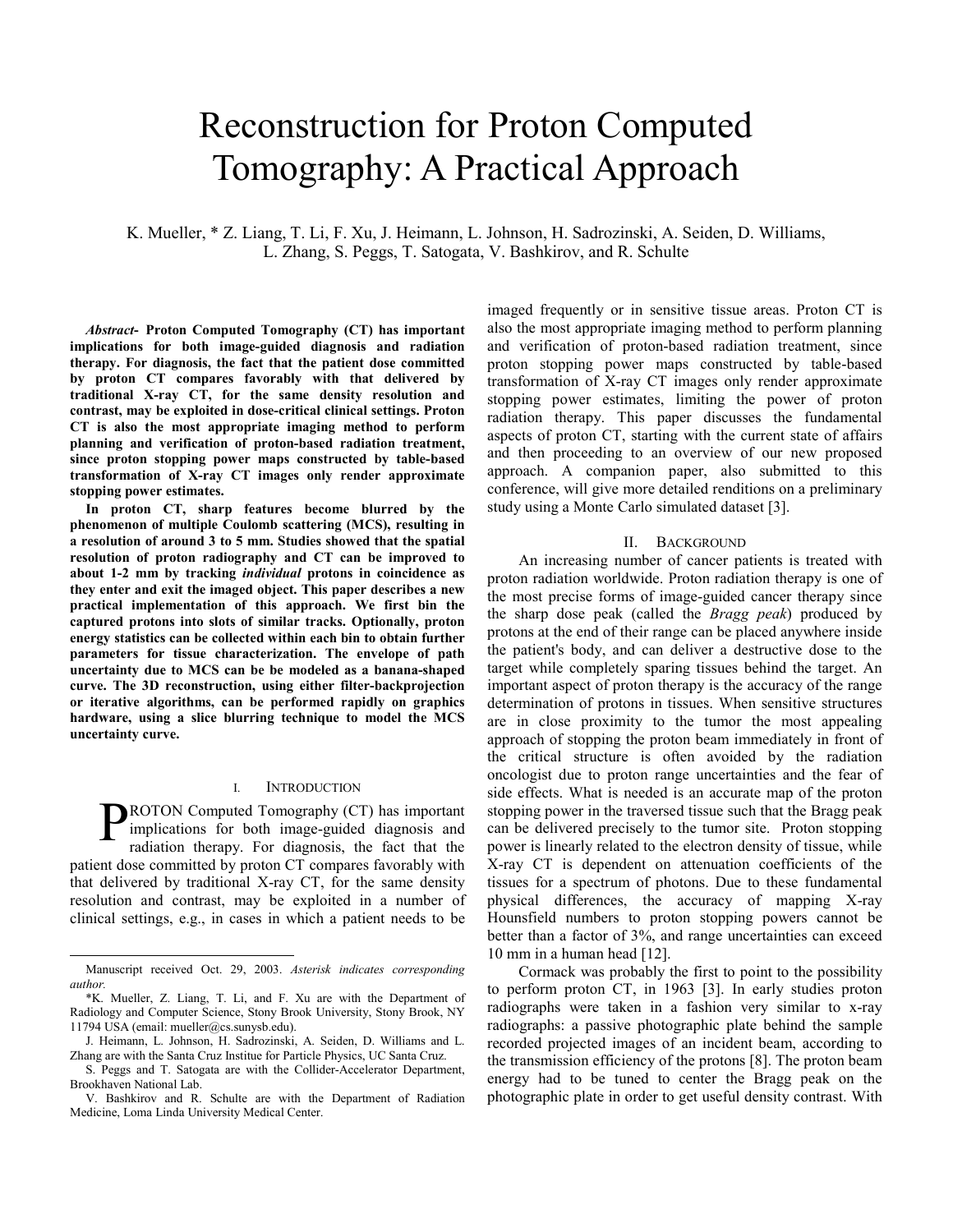# Reconstruction for Proton Computed Tomography: A Practical Approach

K. Mueller, * Z. Liang, T. Li, F. Xu, J. Heimann, L. Johnson, H. Sadrozinski, A. Seiden, D. Williams, L. Zhang, S. Peggs, T. Satogata, V. Bashkirov, and R. Schulte

***Abstract*- Proton Computed Tomography (CT) has important implications for both image-guided diagnosis and radiation therapy. For diagnosis, the fact that the patient dose committed by proton CT compares favorably with that delivered by traditional X-ray CT, for the same density resolution and contrast, may be exploited in dose-critical clinical settings. Proton CT is also the most appropriate imaging method to perform planning and verification of proton-based radiation treatment, since proton stopping power maps constructed by table-based transformation of X-ray CT images only render approximate stopping power estimates.**

**In proton CT, sharp features become blurred by the phenomenon of multiple Coulomb scattering (MCS), resulting in a resolution of around 3 to 5 mm. Studies showed that the spatial resolution of proton radiography and CT can be improved to about 1-2 mm by tracking *individual* protons in coincidence as they enter and exit the imaged object. This paper describes a new practical implementation of this approach. We first bin the captured protons into slots of similar tracks. Optionally, proton energy statistics can be collected within each bin to obtain further parameters for tissue characterization. The envelope of path uncertainty due to MCS can be be modeled as a banana-shaped curve. The 3D reconstruction, using either filter-backprojection or iterative algorithms, can be performed rapidly on graphics hardware, using a slice blurring technique to model the MCS uncertainty curve.**

## I. Introduction

PROTON Computed Tomography (CT) has important implications for both image-guided diagnosis and radiation therapy. For diagnosis, the fact that the patient dose committed by proton CT compares favorably with that delivered by traditional X-ray CT, for the same density resolution and contrast, may be exploited in a number of clinical settings, e.g., in cases in which a patient needs to be imaged frequently or in sensitive tissue areas. Proton CT is also the most appropriate imaging method to perform planning and verification of proton-based radiation treatment, since proton stopping power maps constructed by table-based transformation of X-ray CT images only render approximate stopping power estimates, limiting the power of proton radiation therapy. This paper discusses the fundamental aspects of proton CT, starting with the current state of affairs and then proceeding to an overview of our new proposed approach. A companion paper, also submitted to this conference, will give more detailed renditions on a preliminary study using a Monte Carlo simulated dataset [3].

## II. Background

An increasing number of cancer patients is treated with proton radiation worldwide. Proton radiation therapy is one of the most precise forms of image-guided cancer therapy since the sharp dose peak (called the *Bragg peak*) produced by protons at the end of their range can be placed anywhere inside the patient's body, and can deliver a destructive dose to the target while completely sparing tissues behind the target. An important aspect of proton therapy is the accuracy of the range determination of protons in tissues. When sensitive structures are in close proximity to the tumor the most appealing approach of stopping the proton beam immediately in front of the critical structure is often avoided by the radiation oncologist due to proton range uncertainties and the fear of side effects. What is needed is an accurate map of the proton stopping power in the traversed tissue such that the Bragg peak can be delivered precisely to the tumor site. Proton stopping power is linearly related to the electron density of tissue, while X-ray CT is dependent on attenuation coefficients of the tissues for a spectrum of photons. Due to these fundamental physical differences, the accuracy of mapping X-ray Hounsfield numbers to proton stopping powers cannot be better than a factor of 3%, and range uncertainties can exceed 10 mm in a human head [12].

Cormack was probably the first to point to the possibility to perform proton CT, in 1963 [3]. In early studies proton radiographs were taken in a fashion very similar to x-ray radiographs: a passive photographic plate behind the sample recorded projected images of an incident beam, according to the transmission efficiency of the protons [8]. The proton beam energy had to be tuned to center the Bragg peak on the photographic plate in order to get useful density contrast. With

---

Manuscript received Oct. 29, 2003. *Asterisk indicates corresponding author.*

*K. Mueller, Z. Liang, T. Li, and F. Xu are with the Department of Radiology and Computer Science, Stony Brook University, Stony Brook, NY 11794 USA (email: mueller@cs.sunysb.edu).

J. Heimann, L. Johnson, H. Sadrozinski, A. Seiden, D. Williams and L. Zhang are with the Santa Cruz Institue for Particle Physics, UC Santa Cruz.

S. Peggs and T. Satogata are with the Collider-Accelerator Department, Brookhaven National Lab.

V. Bashkirov and R. Schulte are with the Department of Radiation Medicine, Loma Linda University Medical Center.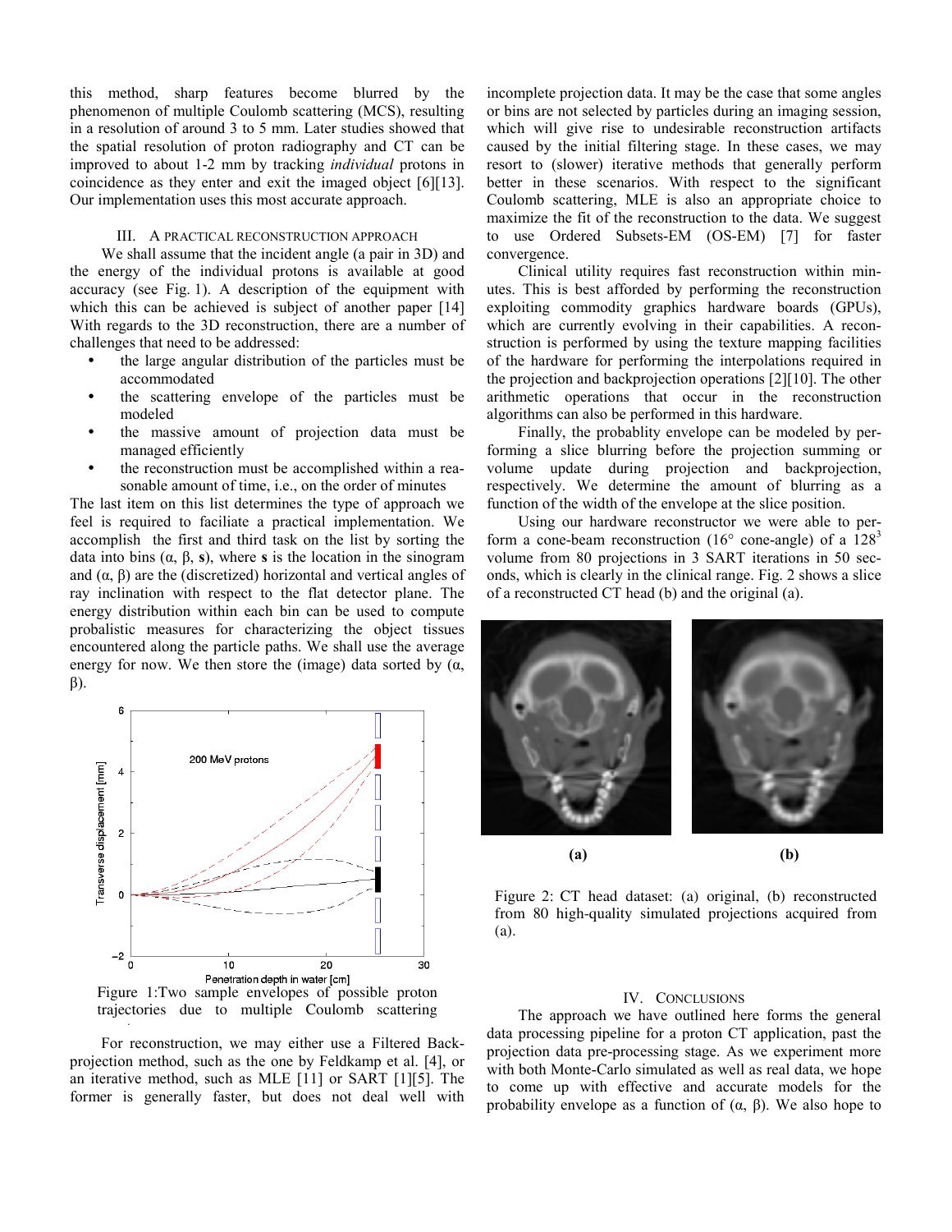this method, sharp features become blurred by the phenomenon of multiple Coulomb scattering (MCS), resulting in a resolution of around 3 to 5 mm. Later studies showed that the spatial resolution of proton radiography and CT can be improved to about 1-2 mm by tracking *individual* protons in coincidence as they enter and exit the imaged object [6][13]. Our implementation uses this most accurate approach.

## III. A PRACTICAL RECONSTRUCTION APPROACH

We shall assume that the incident angle (a pair in 3D) and the energy of the individual protons is available at good accuracy (see Fig. 1). A description of the equipment with which this can be achieved is subject of another paper [14] With regards to the 3D reconstruction, there are a number of challenges that need to be addressed:

- the large angular distribution of the particles must be accommodated
- the scattering envelope of the particles must be modeled
- the massive amount of projection data must be managed efficiently
- the reconstruction must be accomplished within a reasonable amount of time, i.e., on the order of minutes

The last item on this list determines the type of approach we feel is required to faciliate a practical implementation. We accomplish the first and third task on the list by sorting the data into bins ($\alpha$, $\beta$, **s**), where **s** is the location in the sinogram and ($\alpha$, $\beta$) are the (discretized) horizontal and vertical angles of ray inclination with respect to the flat detector plane. The energy distribution within each bin can be used to compute probalistic measures for characterizing the object tissues encountered along the particle paths. We shall use the average energy for now. We then store the (image) data sorted by ($\alpha$, $\beta$).

Figure 1:Two sample envelopes of possible proton trajectories due to multiple Coulomb scattering

For reconstruction, we may either use a Filtered Backprojection method, such as the one by Feldkamp et al. [4], or an iterative method, such as MLE [11] or SART [1][5]. The former is generally faster, but does not deal well with incomplete projection data. It may be the case that some angles or bins are not selected by particles during an imaging session, which will give rise to undesirable reconstruction artifacts caused by the initial filtering stage. In these cases, we may resort to (slower) iterative methods that generally perform better in these scenarios. With respect to the significant Coulomb scattering, MLE is also an appropriate choice to maximize the fit of the reconstruction to the data. We suggest to use Ordered Subsets-EM (OS-EM) [7] for faster convergence.

Clinical utility requires fast reconstruction within minutes. This is best afforded by performing the reconstruction exploiting commodity graphics hardware boards (GPUs), which are currently evolving in their capabilities. A reconstruction is performed by using the texture mapping facilities of the hardware for performing the interpolations required in the projection and backprojection operations [2][10]. The other arithmetic operations that occur in the reconstruction algorithms can also be performed in this hardware.

Finally, the probablity envelope can be modeled by performing a slice blurring before the projection summing or volume update during projection and backprojection, respectively. We determine the amount of blurring as a function of the width of the envelope at the slice position.

Using our hardware reconstructor we were able to perform a cone-beam reconstruction (16° cone-angle) of a $128^3$ volume from 80 projections in 3 SART iterations in 50 seconds, which is clearly in the clinical range. Fig. 2 shows a slice of a reconstructed CT head (b) and the original (a).

Figure 2: CT head dataset: (a) original, (b) reconstructed from 80 high-quality simulated projections acquired from (a).

## IV. CONCLUSIONS

The approach we have outlined here forms the general data processing pipeline for a proton CT application, past the projection data pre-processing stage. As we experiment more with both Monte-Carlo simulated as well as real data, we hope to come up with effective and accurate models for the probability envelope as a function of ($\alpha$, $\beta$). We also hope to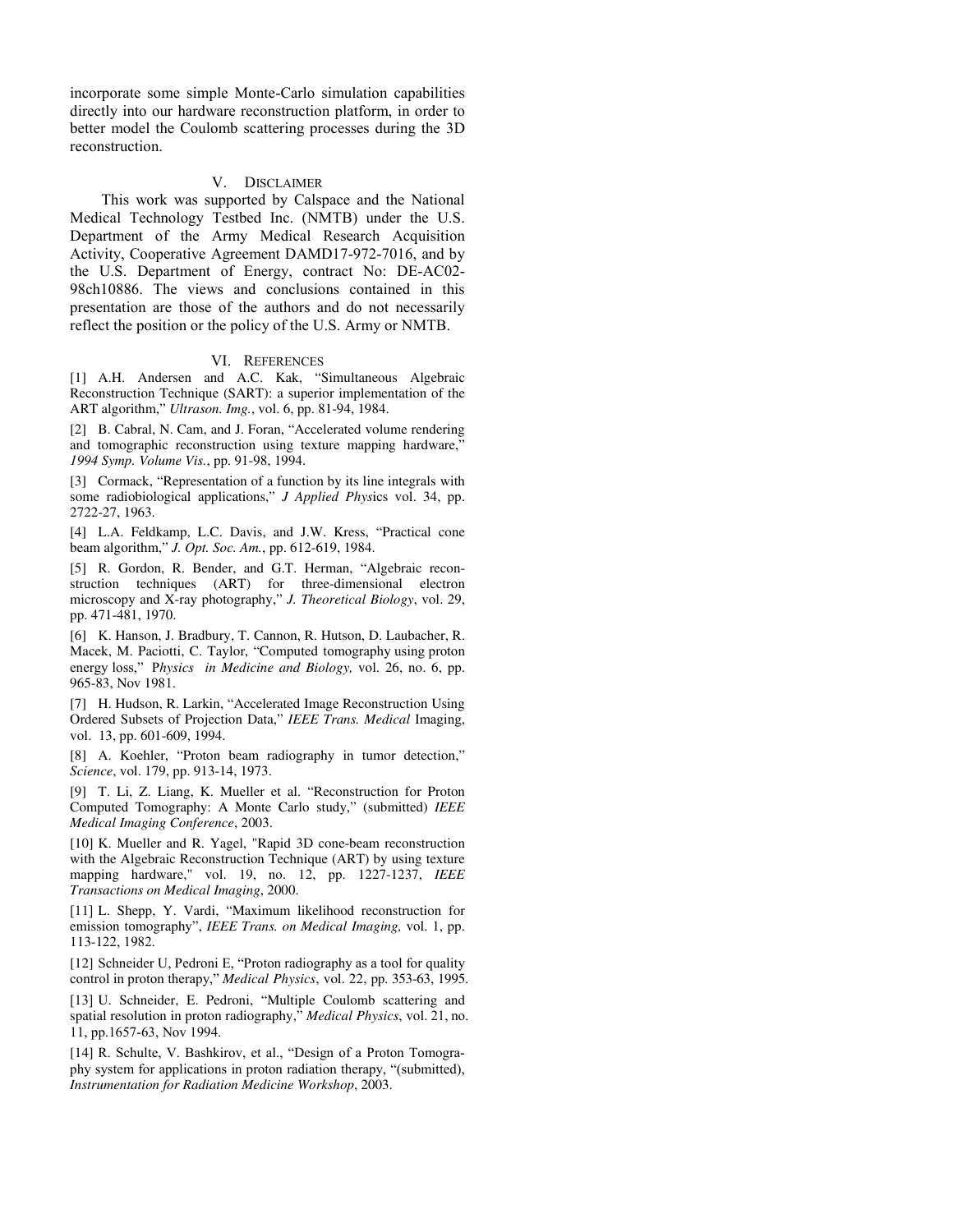incorporate some simple Monte-Carlo simulation capabilities directly into our hardware reconstruction platform, in order to better model the Coulomb scattering processes during the 3D reconstruction.

## V. Disclaimer

This work was supported by Calspace and the National Medical Technology Testbed Inc. (NMTB) under the U.S. Department of the Army Medical Research Acquisition Activity, Cooperative Agreement DAMD17-972-7016, and by the U.S. Department of Energy, contract No: DE-AC02-98ch10886. The views and conclusions contained in this presentation are those of the authors and do not necessarily reflect the position or the policy of the U.S. Army or NMTB.

## VI. References

[1] A.H. Andersen and A.C. Kak, "Simultaneous Algebraic Reconstruction Technique (SART): a superior implementation of the ART algorithm," *Ultrason. Img.*, vol. 6, pp. 81-94, 1984.

[2] B. Cabral, N. Cam, and J. Foran, "Accelerated volume rendering and tomographic reconstruction using texture mapping hardware," *1994 Symp. Volume Vis.*, pp. 91-98, 1994.

[3] Cormack, "Representation of a function by its line integrals with some radiobiological applications," *J Applied Phys*ics vol. 34, pp. 2722-27, 1963.

[4] L.A. Feldkamp, L.C. Davis, and J.W. Kress, "Practical cone beam algorithm," *J. Opt. Soc. Am.*, pp. 612-619, 1984.

[5] R. Gordon, R. Bender, and G.T. Herman, "Algebraic reconstruction techniques (ART) for three-dimensional electron microscopy and X-ray photography," *J. Theoretical Biology*, vol. 29, pp. 471-481, 1970.

[6] K. Hanson, J. Bradbury, T. Cannon, R. Hutson, D. Laubacher, R. Macek, M. Paciotti, C. Taylor, "Computed tomography using proton energy loss," P*hysics in Medicine and Biology,* vol. 26, no. 6, pp. 965-83, Nov 1981.

[7] H. Hudson, R. Larkin, "Accelerated Image Reconstruction Using Ordered Subsets of Projection Data," *IEEE Trans. Medical* Imaging, vol. 13, pp. 601-609, 1994.

[8] A. Koehler, "Proton beam radiography in tumor detection," *Science*, vol. 179, pp. 913-14, 1973.

[9] T. Li, Z. Liang, K. Mueller et al. "Reconstruction for Proton Computed Tomography: A Monte Carlo study," (submitted) *IEEE Medical Imaging Conference*, 2003.

[10] K. Mueller and R. Yagel, "Rapid 3D cone-beam reconstruction with the Algebraic Reconstruction Technique (ART) by using texture mapping hardware," vol. 19, no. 12, pp. 1227-1237, *IEEE Transactions on Medical Imaging*, 2000.

[11] L. Shepp, Y. Vardi, "Maximum likelihood reconstruction for emission tomography", *IEEE Trans. on Medical Imaging,* vol. 1, pp. 113-122, 1982.

[12] Schneider U, Pedroni E, "Proton radiography as a tool for quality control in proton therapy," *Medical Physics*, vol. 22, pp. 353-63, 1995.

[13] U. Schneider, E. Pedroni, "Multiple Coulomb scattering and spatial resolution in proton radiography," *Medical Physics*, vol. 21, no. 11, pp.1657-63, Nov 1994.

[14] R. Schulte, V. Bashkirov, et al., "Design of a Proton Tomography system for applications in proton radiation therapy, "(submitted), *Instrumentation for Radiation Medicine Workshop*, 2003.